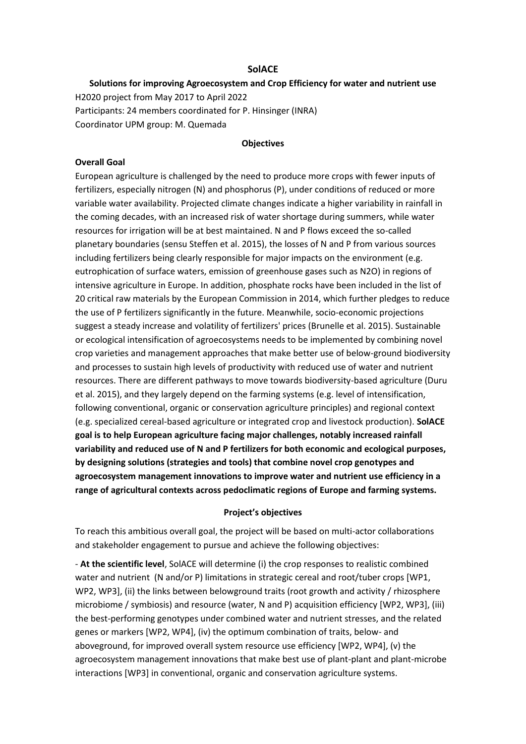# SolACE

## Solutions for improving Agroecosystem and Crop Efficiency for water and nutrient use

H2020 project from May 2017 to April 2022
Participants: 24 members coordinated for P. Hinsinger (INRA)
Coordinator UPM group: M. Quemada

### Objectives

**Overall Goal**

European agriculture is challenged by the need to produce more crops with fewer inputs of fertilizers, especially nitrogen (N) and phosphorus (P), under conditions of reduced or more variable water availability. Projected climate changes indicate a higher variability in rainfall in the coming decades, with an increased risk of water shortage during summers, while water resources for irrigation will be at best maintained. N and P flows exceed the so-called planetary boundaries (sensu Steffen et al. 2015), the losses of N and P from various sources including fertilizers being clearly responsible for major impacts on the environment (e.g. eutrophication of surface waters, emission of greenhouse gases such as $N_2O$) in regions of intensive agriculture in Europe. In addition, phosphate rocks have been included in the list of 20 critical raw materials by the European Commission in 2014, which further pledges to reduce the use of P fertilizers significantly in the future. Meanwhile, socio-economic projections suggest a steady increase and volatility of fertilizers' prices (Brunelle et al. 2015). Sustainable or ecological intensification of agroecosystems needs to be implemented by combining novel crop varieties and management approaches that make better use of below-ground biodiversity and processes to sustain high levels of productivity with reduced use of water and nutrient resources. There are different pathways to move towards biodiversity-based agriculture (Duru et al. 2015), and they largely depend on the farming systems (e.g. level of intensification, following conventional, organic or conservation agriculture principles) and regional context (e.g. specialized cereal-based agriculture or integrated crop and livestock production). **SolACE goal is to help European agriculture facing major challenges, notably increased rainfall variability and reduced use of N and P fertilizers for both economic and ecological purposes, by designing solutions (strategies and tools) that combine novel crop genotypes and agroecosystem management innovations to improve water and nutrient use efficiency in a range of agricultural contexts across pedoclimatic regions of Europe and farming systems.**

### Project's objectives

To reach this ambitious overall goal, the project will be based on multi-actor collaborations and stakeholder engagement to pursue and achieve the following objectives:

- **At the scientific level**, SolACE will determine (i) the crop responses to realistic combined water and nutrient (N and/or P) limitations in strategic cereal and root/tuber crops [WP1, WP2, WP3], (ii) the links between belowground traits (root growth and activity / rhizosphere microbiome / symbiosis) and resource (water, N and P) acquisition efficiency [WP2, WP3], (iii) the best-performing genotypes under combined water and nutrient stresses, and the related genes or markers [WP2, WP4], (iv) the optimum combination of traits, below- and aboveground, for improved overall system resource use efficiency [WP2, WP4], (v) the agroecosystem management innovations that make best use of plant-plant and plant-microbe interactions [WP3] in conventional, organic and conservation agriculture systems.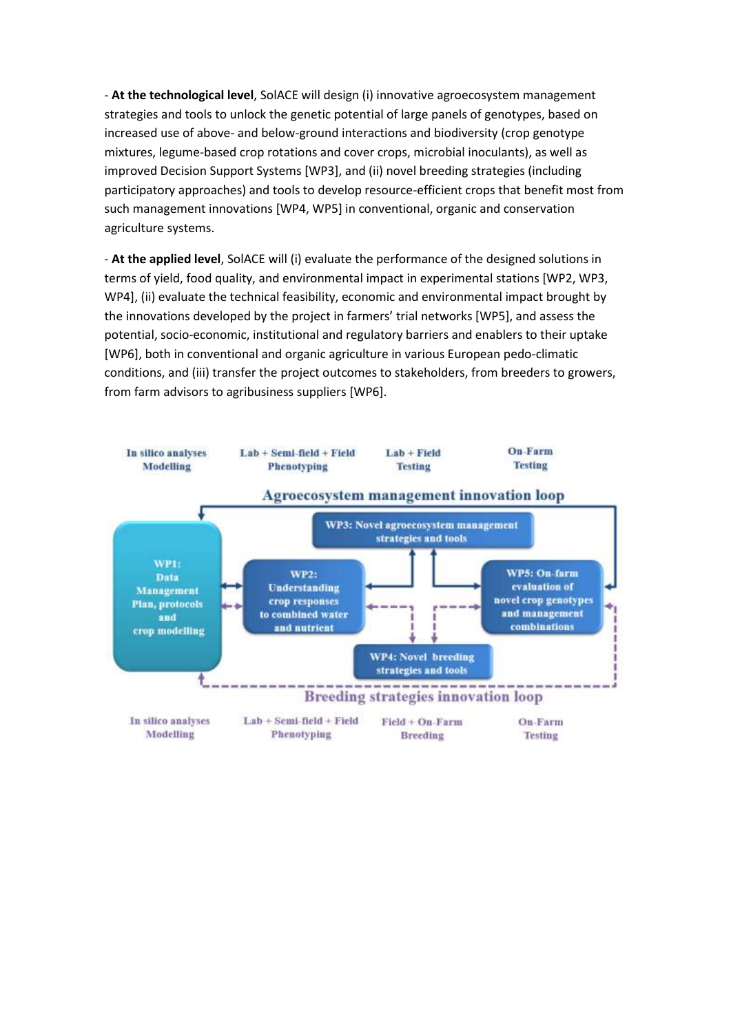- **At the technological level**, SolACE will design (i) innovative agroecosystem management strategies and tools to unlock the genetic potential of large panels of genotypes, based on increased use of above- and below-ground interactions and biodiversity (crop genotype mixtures, legume-based crop rotations and cover crops, microbial inoculants), as well as improved Decision Support Systems [WP3], and (ii) novel breeding strategies (including participatory approaches) and tools to develop resource-efficient crops that benefit most from such management innovations [WP4, WP5] in conventional, organic and conservation agriculture systems.

- **At the applied level**, SolACE will (i) evaluate the performance of the designed solutions in terms of yield, food quality, and environmental impact in experimental stations [WP2, WP3, WP4], (ii) evaluate the technical feasibility, economic and environmental impact brought by the innovations developed by the project in farmers' trial networks [WP5], and assess the potential, socio-economic, institutional and regulatory barriers and enablers to their uptake [WP6], both in conventional and organic agriculture in various European pedo-climatic conditions, and (iii) transfer the project outcomes to stakeholders, from breeders to growers, from farm advisors to agribusiness suppliers [WP6].

In silico analyses Modelling

Lab + Semi-field + Field Phenotyping

Lab + Field Testing

On-Farm Testing

Agroecosystem management innovation loop

WP3: Novel agroecosystem management strategies and tools

WP1: Data Management Plan, protocols and crop modelling

WP2: Understanding crop responses to combined water and nutrient

WP5: On-farm evaluation of novel crop genotypes and management combinations

WP4: Novel breeding strategies and tools

Breeding strategies innovation loop

In silico analyses Modelling

Lab + Semi-field + Field Phenotyping

Field + On-Farm Breeding

On-Farm Testing